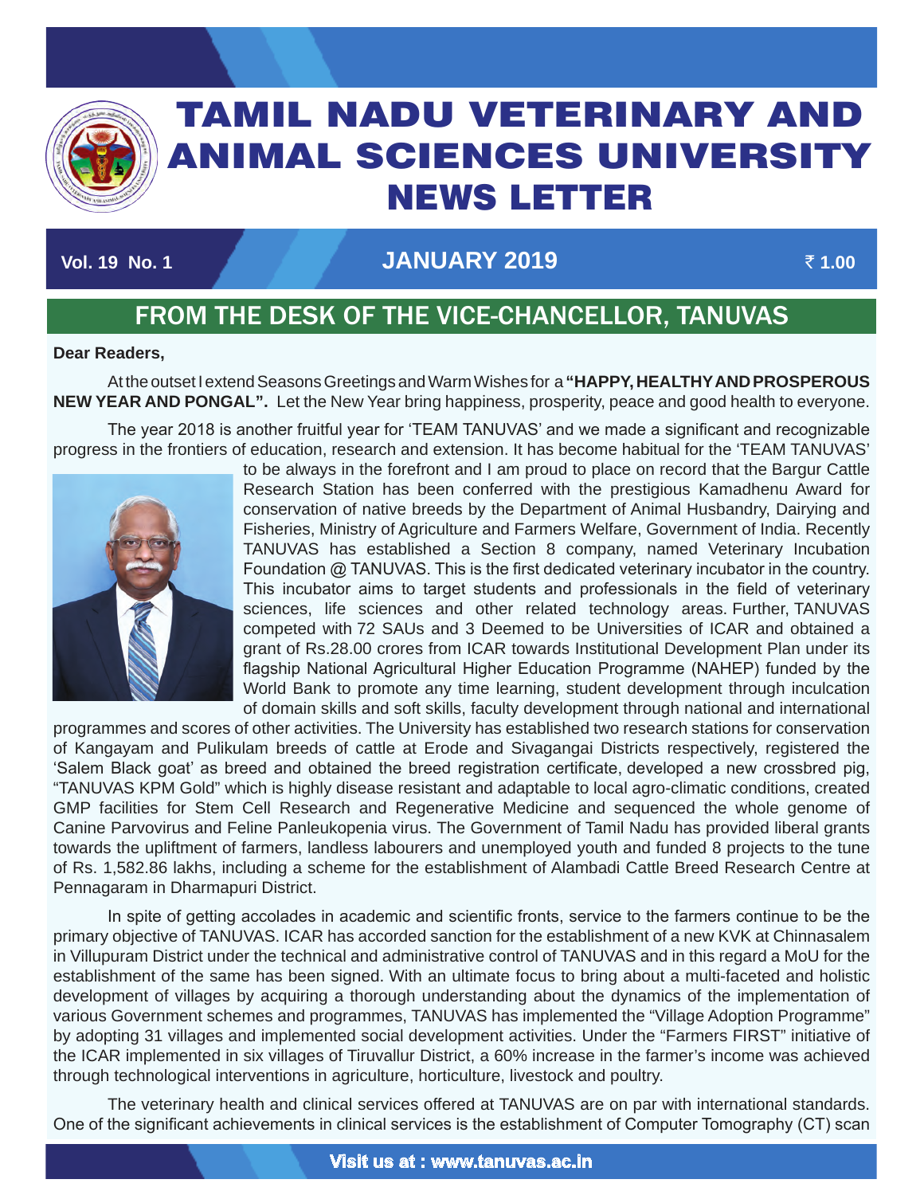# TAMIL NADU VETERINARY AND ANIMAL SCIENCES UNIVERSITY NEWS LETTER

**Vol. 19 No. 1** **JANUARY 2019** **₹ 1.00**

## FROM THE DESK OF THE VICE-CHANCELLOR, TANUVAS

**Dear Readers,**

At the outset I extend Seasons Greetings and Warm Wishes for a **"HAPPY, HEALTHY AND PROSPEROUS NEW YEAR AND PONGAL".** Let the New Year bring happiness, prosperity, peace and good health to everyone.

The year 2018 is another fruitful year for 'TEAM TANUVAS' and we made a significant and recognizable progress in the frontiers of education, research and extension. It has become habitual for the 'TEAM TANUVAS' to be always in the forefront and I am proud to place on record that the Bargur Cattle Research Station has been conferred with the prestigious Kamadhenu Award for conservation of native breeds by the Department of Animal Husbandry, Dairying and Fisheries, Ministry of Agriculture and Farmers Welfare, Government of India. Recently TANUVAS has established a Section 8 company, named Veterinary Incubation Foundation @ TANUVAS. This is the first dedicated veterinary incubator in the country. This incubator aims to target students and professionals in the field of veterinary sciences, life sciences and other related technology areas. Further, TANUVAS competed with 72 SAUs and 3 Deemed to be Universities of ICAR and obtained a grant of Rs.28.00 crores from ICAR towards Institutional Development Plan under its flagship National Agricultural Higher Education Programme (NAHEP) funded by the World Bank to promote any time learning, student development through inculcation of domain skills and soft skills, faculty development through national and international programmes and scores of other activities. The University has established two research stations for conservation of Kangayam and Pulikulam breeds of cattle at Erode and Sivagangai Districts respectively, registered the 'Salem Black goat' as breed and obtained the breed registration certificate, developed a new crossbred pig, "TANUVAS KPM Gold" which is highly disease resistant and adaptable to local agro-climatic conditions, created GMP facilities for Stem Cell Research and Regenerative Medicine and sequenced the whole genome of Canine Parvovirus and Feline Panleukopenia virus. The Government of Tamil Nadu has provided liberal grants towards the upliftment of farmers, landless labourers and unemployed youth and funded 8 projects to the tune of Rs. 1,582.86 lakhs, including a scheme for the establishment of Alambadi Cattle Breed Research Centre at Pennagaram in Dharmapuri District.

In spite of getting accolades in academic and scientific fronts, service to the farmers continue to be the primary objective of TANUVAS. ICAR has accorded sanction for the establishment of a new KVK at Chinnasalem in Villupuram District under the technical and administrative control of TANUVAS and in this regard a MoU for the establishment of the same has been signed. With an ultimate focus to bring about a multi-faceted and holistic development of villages by acquiring a thorough understanding about the dynamics of the implementation of various Government schemes and programmes, TANUVAS has implemented the "Village Adoption Programme" by adopting 31 villages and implemented social development activities. Under the "Farmers FIRST" initiative of the ICAR implemented in six villages of Tiruvallur District, a 60% increase in the farmer's income was achieved through technological interventions in agriculture, horticulture, livestock and poultry.

The veterinary health and clinical services offered at TANUVAS are on par with international standards. One of the significant achievements in clinical services is the establishment of Computer Tomography (CT) scan

**Visit us at : www.tanuvas.ac.in**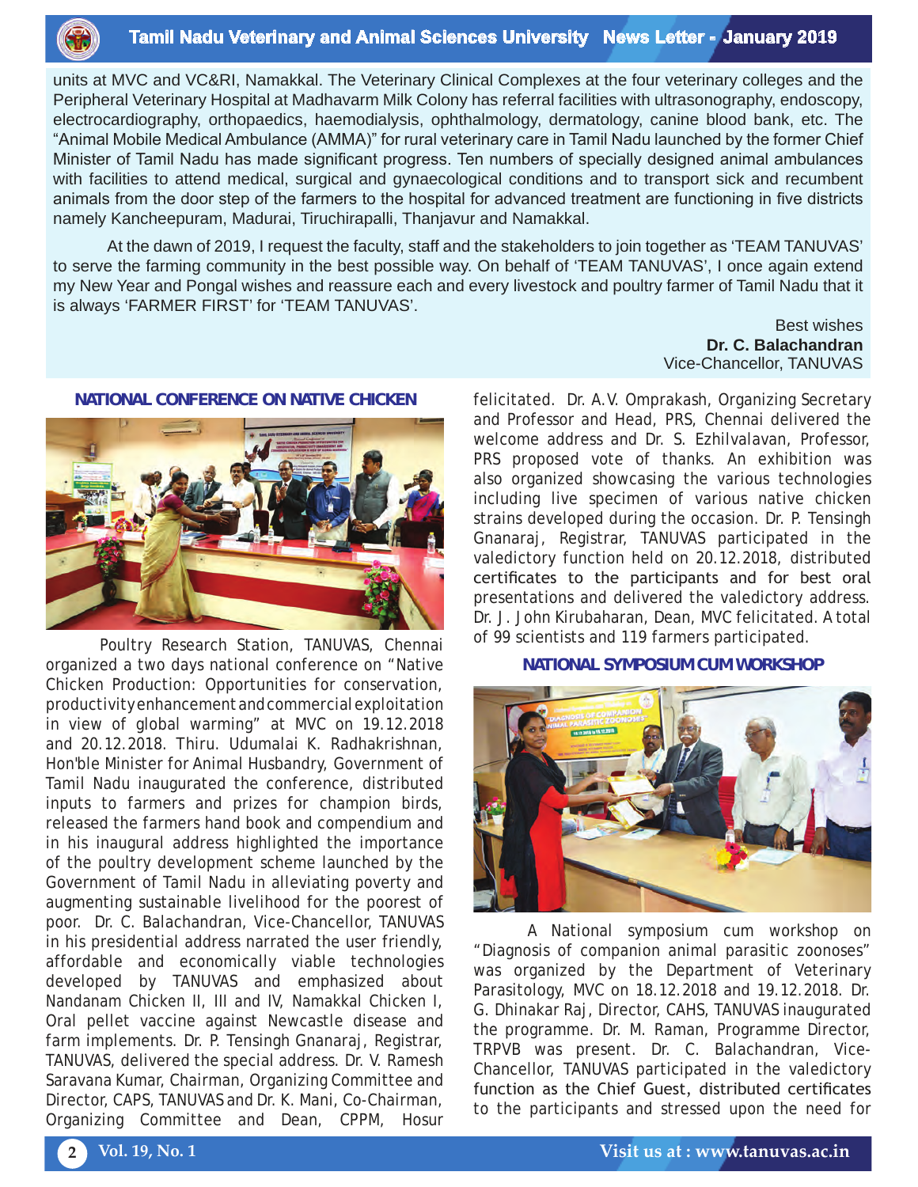units at MVC and VC&RI, Namakkal. The Veterinary Clinical Complexes at the four veterinary colleges and the Peripheral Veterinary Hospital at Madhavarm Milk Colony has referral facilities with ultrasonography, endoscopy, electrocardiography, orthopaedics, haemodialysis, ophthalmology, dermatology, canine blood bank, etc. The "Animal Mobile Medical Ambulance (AMMA)" for rural veterinary care in Tamil Nadu launched by the former Chief Minister of Tamil Nadu has made significant progress. Ten numbers of specially designed animal ambulances with facilities to attend medical, surgical and gynaecological conditions and to transport sick and recumbent animals from the door step of the farmers to the hospital for advanced treatment are functioning in five districts namely Kancheepuram, Madurai, Tiruchirapalli, Thanjavur and Namakkal.

At the dawn of 2019, I request the faculty, staff and the stakeholders to join together as 'TEAM TANUVAS' to serve the farming community in the best possible way. On behalf of 'TEAM TANUVAS', I once again extend my New Year and Pongal wishes and reassure each and every livestock and poultry farmer of Tamil Nadu that it is always 'FARMER FIRST' for 'TEAM TANUVAS'.

Best wishes
**Dr. C. Balachandran**
Vice-Chancellor, TANUVAS

## NATIONAL CONFERENCE ON NATIVE CHICKEN

Poultry Research Station, TANUVAS, Chennai organized a two days national conference on "Native Chicken Production: Opportunities for conservation, productivity enhancement and commercial exploitation in view of global warming" at MVC on 19.12.2018 and 20.12.2018. Thiru. Udumalai K. Radhakrishnan, Hon'ble Minister for Animal Husbandry, Government of Tamil Nadu inaugurated the conference, distributed inputs to farmers and prizes for champion birds, released the farmers hand book and compendium and in his inaugural address highlighted the importance of the poultry development scheme launched by the Government of Tamil Nadu in alleviating poverty and augmenting sustainable livelihood for the poorest of poor. Dr. C. Balachandran, Vice-Chancellor, TANUVAS in his presidential address narrated the user friendly, affordable and economically viable technologies developed by TANUVAS and emphasized about Nandanam Chicken II, III and IV, Namakkal Chicken I, Oral pellet vaccine against Newcastle disease and farm implements. Dr. P. Tensingh Gnanaraj, Registrar, TANUVAS, delivered the special address. Dr. V. Ramesh Saravana Kumar, Chairman, Organizing Committee and Director, CAPS, TANUVAS and Dr. K. Mani, Co-Chairman, Organizing Committee and Dean, CPPM, Hosur felicitated. Dr. A.V. Omprakash, Organizing Secretary and Professor and Head, PRS, Chennai delivered the welcome address and Dr. S. Ezhilvalavan, Professor, PRS proposed vote of thanks. An exhibition was also organized showcasing the various technologies including live specimen of various native chicken strains developed during the occasion. Dr. P. Tensingh Gnanaraj, Registrar, TANUVAS participated in the valedictory function held on 20.12.2018, distributed certificates to the participants and for best oral presentations and delivered the valedictory address. Dr. J. John Kirubaharan, Dean, MVC felicitated. A total of 99 scientists and 119 farmers participated.

## NATIONAL SYMPOSIUM CUM WORKSHOP

A National symposium cum workshop on "Diagnosis of companion animal parasitic zoonoses" was organized by the Department of Veterinary Parasitology, MVC on 18.12.2018 and 19.12.2018. Dr. G. Dhinakar Raj, Director, CAHS, TANUVAS inaugurated the programme. Dr. M. Raman, Programme Director, TRPVB was present. Dr. C. Balachandran, Vice-Chancellor, TANUVAS participated in the valedictory function as the Chief Guest, distributed certificates to the participants and stressed upon the need for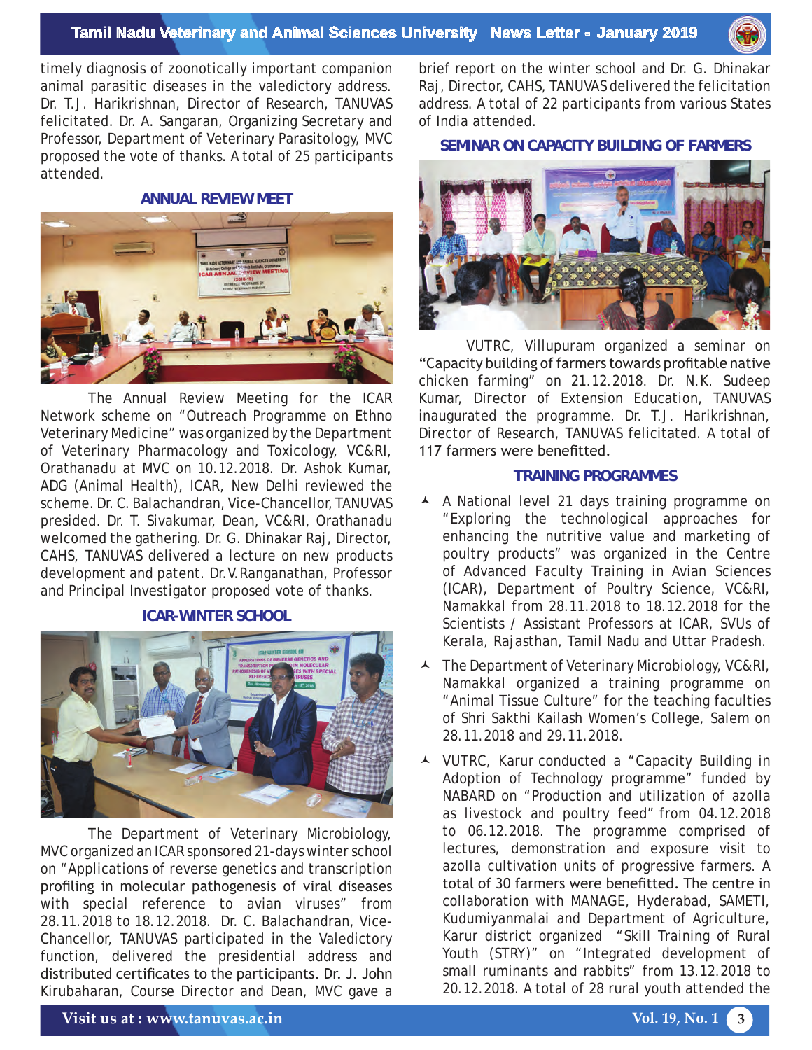timely diagnosis of zoonotically important companion animal parasitic diseases in the valedictory address. Dr. T.J. Harikrishnan, Director of Research, TANUVAS felicitated. Dr. A. Sangaran, Organizing Secretary and Professor, Department of Veterinary Parasitology, MVC proposed the vote of thanks. A total of 25 participants attended.

## ANNUAL REVIEW MEET

The Annual Review Meeting for the ICAR Network scheme on "Outreach Programme on Ethno Veterinary Medicine" was organized by the Department of Veterinary Pharmacology and Toxicology, VC&RI, Orathanadu at MVC on 10.12.2018. Dr. Ashok Kumar, ADG (Animal Health), ICAR, New Delhi reviewed the scheme. Dr. C. Balachandran, Vice-Chancellor, TANUVAS presided. Dr. T. Sivakumar, Dean, VC&RI, Orathanadu welcomed the gathering. Dr. G. Dhinakar Raj, Director, CAHS, TANUVAS delivered a lecture on new products development and patent. Dr.V. Ranganathan, Professor and Principal Investigator proposed vote of thanks.

## ICAR-WINTER SCHOOL

The Department of Veterinary Microbiology, MVC organized an ICAR sponsored 21-days winter school on "Applications of reverse genetics and transcription profiling in molecular pathogenesis of viral diseases with special reference to avian viruses" from 28.11.2018 to 18.12.2018. Dr. C. Balachandran, Vice-Chancellor, TANUVAS participated in the Valedictory function, delivered the presidential address and distributed certificates to the participants. Dr. J. John Kirubaharan, Course Director and Dean, MVC gave a brief report on the winter school and Dr. G. Dhinakar Raj, Director, CAHS, TANUVAS delivered the felicitation address. A total of 22 participants from various States of India attended.

## SEMINAR ON CAPACITY BUILDING OF FARMERS

VUTRC, Villupuram organized a seminar on "Capacity building of farmers towards profitable native chicken farming" on 21.12.2018. Dr. N.K. Sudeep Kumar, Director of Extension Education, TANUVAS inaugurated the programme. Dr. T.J. Harikrishnan, Director of Research, TANUVAS felicitated. A total of 117 farmers were benefitted.

## TRAINING PROGRAMMES

- A National level 21 days training programme on "Exploring the technological approaches for enhancing the nutritive value and marketing of poultry products" was organized in the Centre of Advanced Faculty Training in Avian Sciences (ICAR), Department of Poultry Science, VC&RI, Namakkal from 28.11.2018 to 18.12.2018 for the Scientists / Assistant Professors at ICAR, SVUs of Kerala, Rajasthan, Tamil Nadu and Uttar Pradesh.
- The Department of Veterinary Microbiology, VC&RI, Namakkal organized a training programme on "Animal Tissue Culture" for the teaching faculties of Shri Sakthi Kailash Women's College, Salem on 28.11.2018 and 29.11.2018.
- VUTRC, Karur conducted a "Capacity Building in Adoption of Technology programme" funded by NABARD on "Production and utilization of azolla as livestock and poultry feed" from 04.12.2018 to 06.12.2018. The programme comprised of lectures, demonstration and exposure visit to azolla cultivation units of progressive farmers. A total of 30 farmers were benefitted. The centre in collaboration with MANAGE, Hyderabad, SAMETI, Kudumiyanmalai and Department of Agriculture, Karur district organized "Skill Training of Rural Youth (STRY)" on "Integrated development of small ruminants and rabbits" from 13.12.2018 to 20.12.2018. A total of 28 rural youth attended the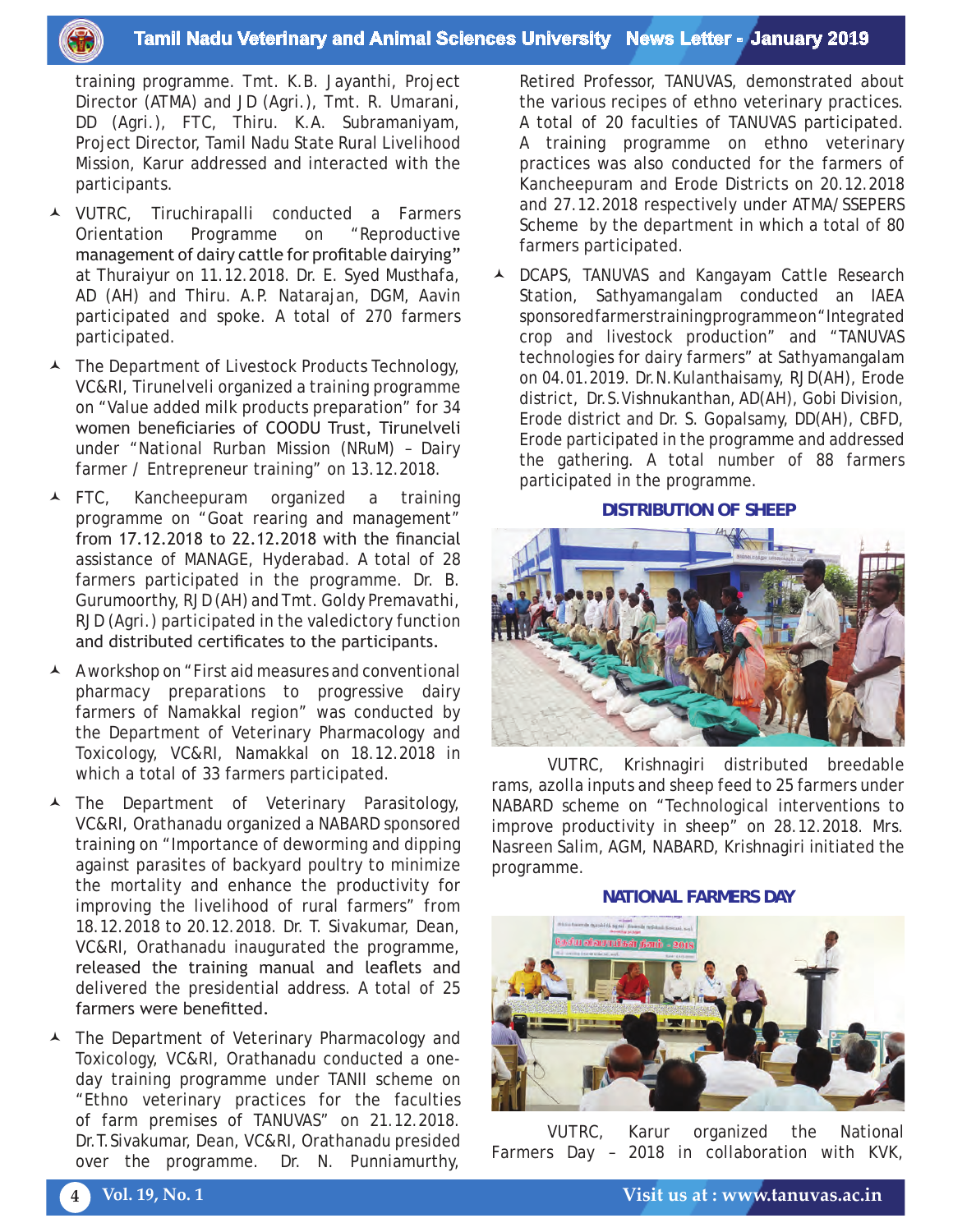training programme. Tmt. K.B. Jayanthi, Project Director (ATMA) and JD (Agri.), Tmt. R. Umarani, DD (Agri.), FTC, Thiru. K.A. Subramaniyam, Project Director, Tamil Nadu State Rural Livelihood Mission, Karur addressed and interacted with the participants.

- VUTRC, Tiruchirapalli conducted a Farmers Orientation Programme on "Reproductive management of dairy cattle for profitable dairying" at Thuraiyur on 11.12.2018. Dr. E. Syed Musthafa, AD (AH) and Thiru. A.P. Natarajan, DGM, Aavin participated and spoke. A total of 270 farmers participated.
- The Department of Livestock Products Technology, VC&RI, Tirunelveli organized a training programme on "Value added milk products preparation" for 34 women beneficiaries of COODU Trust, Tirunelveli under "National Rurban Mission (NRuM) – Dairy farmer / Entrepreneur training" on 13.12.2018.
- FTC, Kancheepuram organized a training programme on "Goat rearing and management" from 17.12.2018 to 22.12.2018 with the financial assistance of MANAGE, Hyderabad. A total of 28 farmers participated in the programme. Dr. B. Gurumoorthy, RJD (AH) and Tmt. Goldy Premavathi, RJD (Agri.) participated in the valedictory function and distributed certificates to the participants.
- A workshop on "First aid measures and conventional pharmacy preparations to progressive dairy farmers of Namakkal region" was conducted by the Department of Veterinary Pharmacology and Toxicology, VC&RI, Namakkal on 18.12.2018 in which a total of 33 farmers participated.
- The Department of Veterinary Parasitology, VC&RI, Orathanadu organized a NABARD sponsored training on "Importance of deworming and dipping against parasites of backyard poultry to minimize the mortality and enhance the productivity for improving the livelihood of rural farmers" from 18.12.2018 to 20.12.2018. Dr. T. Sivakumar, Dean, VC&RI, Orathanadu inaugurated the programme, released the training manual and leaflets and delivered the presidential address. A total of 25 farmers were benefitted.
- The Department of Veterinary Pharmacology and Toxicology, VC&RI, Orathanadu conducted a one-day training programme under TANII scheme on "Ethno veterinary practices for the faculties of farm premises of TANUVAS" on 21.12.2018. Dr.T. Sivakumar, Dean, VC&RI, Orathanadu presided over the programme. Dr. N. Punniamurthy, Retired Professor, TANUVAS, demonstrated about the various recipes of ethno veterinary practices. A total of 20 faculties of TANUVAS participated. A training programme on ethno veterinary practices was also conducted for the farmers of Kancheepuram and Erode Districts on 20.12.2018 and 27.12.2018 respectively under ATMA/SSEPERS Scheme by the department in which a total of 80 farmers participated.
- DCAPS, TANUVAS and Kangayam Cattle Research Station, Sathyamangalam conducted an IAEA sponsored farmers training programme on "Integrated crop and livestock production" and "TANUVAS technologies for dairy farmers" at Sathyamangalam on 04.01.2019. Dr.N.Kulanthaisamy, RJD(AH), Erode district, Dr.S.Vishnukanthan, AD(AH), Gobi Division, Erode district and Dr. S. Gopalsamy, DD(AH), CBFD, Erode participated in the programme and addressed the gathering. A total number of 88 farmers participated in the programme.

## DISTRIBUTION OF SHEEP

VUTRC, Krishnagiri distributed breedable rams, azolla inputs and sheep feed to 25 farmers under NABARD scheme on "Technological interventions to improve productivity in sheep" on 28.12.2018. Mrs. Nasreen Salim, AGM, NABARD, Krishnagiri initiated the programme.

## NATIONAL FARMERS DAY

VUTRC, Karur organized the National Farmers Day – 2018 in collaboration with KVK,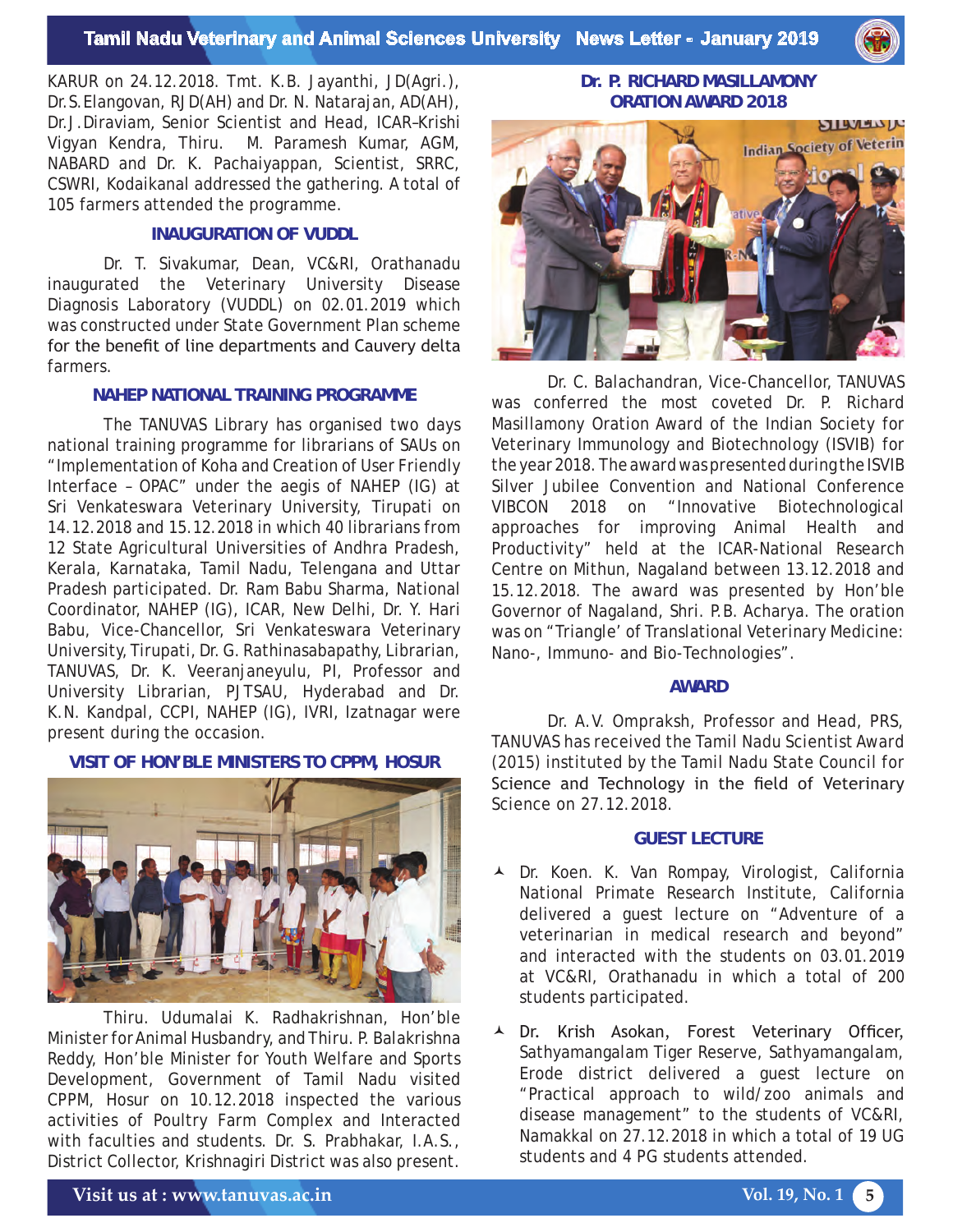KARUR on 24.12.2018. Tmt. K.B. Jayanthi, JD(Agri.), Dr.S.Elangovan, RJD(AH) and Dr. N. Natarajan, AD(AH), Dr.J.Diraviam, Senior Scientist and Head, ICAR–Krishi Vigyan Kendra, Thiru. M. Paramesh Kumar, AGM, NABARD and Dr. K. Pachaiyappan, Scientist, SRRC, CSWRI, Kodaikanal addressed the gathering. A total of 105 farmers attended the programme.

### INAUGURATION OF VUDDL

Dr. T. Sivakumar, Dean, VC&RI, Orathanadu inaugurated the Veterinary University Disease Diagnosis Laboratory (VUDDL) on 02.01.2019 which was constructed under State Government Plan scheme for the benefit of line departments and Cauvery delta farmers.

### NAHEP NATIONAL TRAINING PROGRAMME

The TANUVAS Library has organised two days national training programme for librarians of SAUs on "Implementation of Koha and Creation of User Friendly Interface – OPAC" under the aegis of NAHEP (IG) at Sri Venkateswara Veterinary University, Tirupati on 14.12.2018 and 15.12.2018 in which 40 librarians from 12 State Agricultural Universities of Andhra Pradesh, Kerala, Karnataka, Tamil Nadu, Telengana and Uttar Pradesh participated. Dr. Ram Babu Sharma, National Coordinator, NAHEP (IG), ICAR, New Delhi, Dr. Y. Hari Babu, Vice-Chancellor, Sri Venkateswara Veterinary University, Tirupati, Dr. G. Rathinasabapathy, Librarian, TANUVAS, Dr. K. Veeranjaneyulu, PI, Professor and University Librarian, PJTSAU, Hyderabad and Dr. K.N. Kandpal, CCPI, NAHEP (IG), IVRI, Izatnagar were present during the occasion.

### VISIT OF HON'BLE MINISTERS TO CPPM, HOSUR

Thiru. Udumalai K. Radhakrishnan, Hon'ble Minister for Animal Husbandry, and Thiru. P. Balakrishna Reddy, Hon'ble Minister for Youth Welfare and Sports Development, Government of Tamil Nadu visited CPPM, Hosur on 10.12.2018 inspected the various activities of Poultry Farm Complex and Interacted with faculties and students. Dr. S. Prabhakar, I.A.S., District Collector, Krishnagiri District was also present.

### Dr. P. RICHARD MASILLAMONY ORATION AWARD 2018

Dr. C. Balachandran, Vice-Chancellor, TANUVAS was conferred the most coveted Dr. P. Richard Masillamony Oration Award of the Indian Society for Veterinary Immunology and Biotechnology (ISVIB) for the year 2018. The award was presented during the ISVIB Silver Jubilee Convention and National Conference VIBCON 2018 on "Innovative Biotechnological approaches for improving Animal Health and Productivity" held at the ICAR-National Research Centre on Mithun, Nagaland between 13.12.2018 and 15.12.2018. The award was presented by Hon'ble Governor of Nagaland, Shri. P.B. Acharya. The oration was on "Triangle' of Translational Veterinary Medicine: Nano-, Immuno- and Bio-Technologies".

### AWARD

Dr. A.V. Ompraksh, Professor and Head, PRS, TANUVAS has received the Tamil Nadu Scientist Award (2015) instituted by the Tamil Nadu State Council for Science and Technology in the field of Veterinary Science on 27.12.2018.

### GUEST LECTURE

- Dr. Koen. K. Van Rompay, Virologist, California National Primate Research Institute, California delivered a guest lecture on "Adventure of a veterinarian in medical research and beyond" and interacted with the students on 03.01.2019 at VC&RI, Orathanadu in which a total of 200 students participated.
- Dr. Krish Asokan, Forest Veterinary Officer, Sathyamangalam Tiger Reserve, Sathyamangalam, Erode district delivered a guest lecture on "Practical approach to wild/zoo animals and disease management" to the students of VC&RI, Namakkal on 27.12.2018 in which a total of 19 UG students and 4 PG students attended.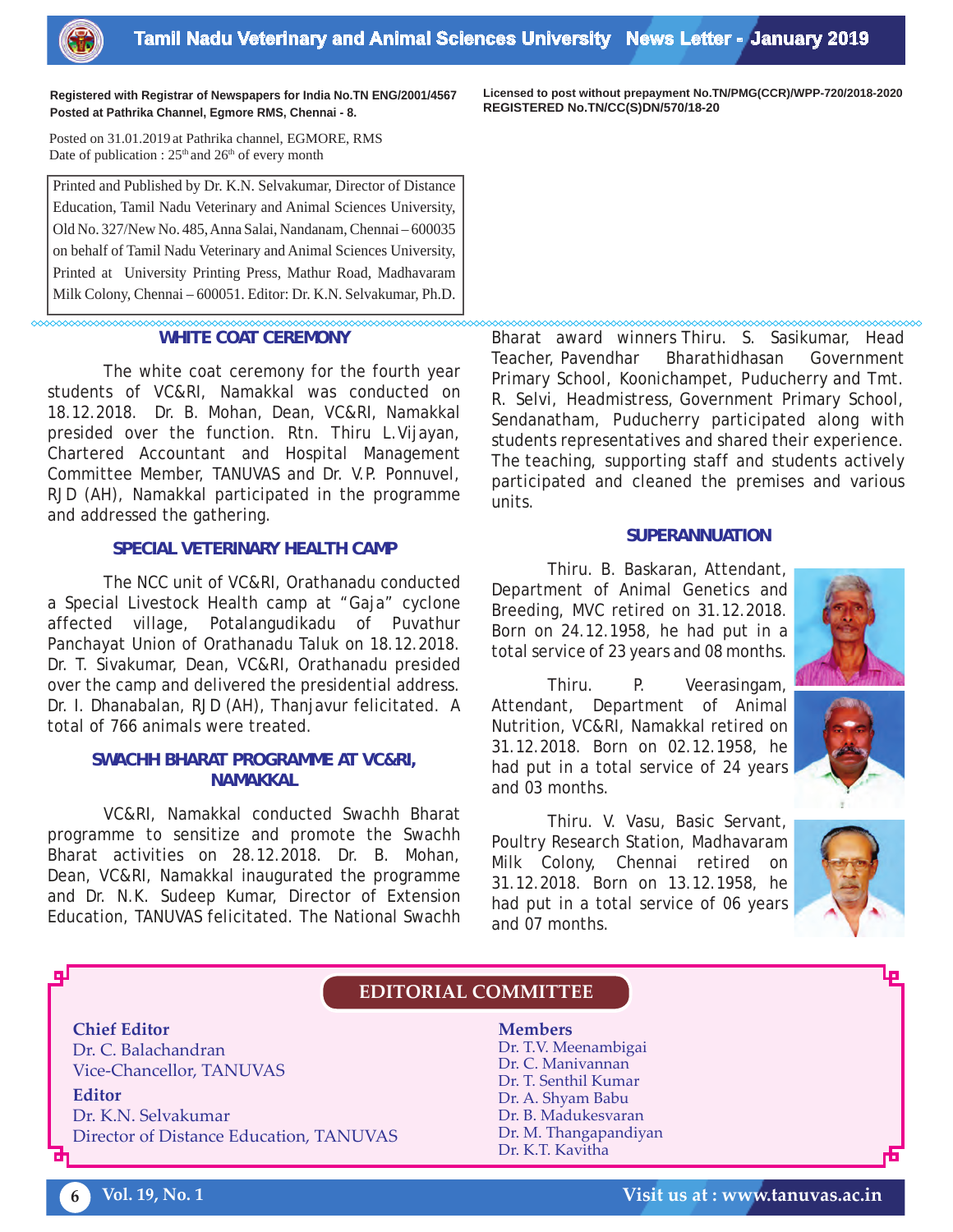Registered with Registrar of Newspapers for India No.TN ENG/2001/4567
Posted at Pathrika Channel, Egmore RMS, Chennai - 8.

Licensed to post without prepayment No.TN/PMG(CCR)/WPP-720/2018-2020
REGISTERED No.TN/CC(S)DN/570/18-20

Posted on 31.01.2019 at Pathrika channel, EGMORE, RMS
Date of publication : 25th and 26th of every month

Printed and Published by Dr. K.N. Selvakumar, Director of Distance Education, Tamil Nadu Veterinary and Animal Sciences University, Old No. 327/New No. 485, Anna Salai, Nandanam, Chennai – 600035 on behalf of Tamil Nadu Veterinary and Animal Sciences University, Printed at University Printing Press, Mathur Road, Madhavaram Milk Colony, Chennai – 600051. Editor: Dr. K.N. Selvakumar, Ph.D.

## WHITE COAT CEREMONY

The white coat ceremony for the fourth year students of VC&RI, Namakkal was conducted on 18.12.2018. Dr. B. Mohan, Dean, VC&RI, Namakkal presided over the function. Rtn. Thiru L.Vijayan, Chartered Accountant and Hospital Management Committee Member, TANUVAS and Dr. V.P. Ponnuvel, RJD (AH), Namakkal participated in the programme and addressed the gathering.

## SPECIAL VETERINARY HEALTH CAMP

The NCC unit of VC&RI, Orathanadu conducted a Special Livestock Health camp at "Gaja" cyclone affected village, Potalangudikadu of Puvathur Panchayat Union of Orathanadu Taluk on 18.12.2018. Dr. T. Sivakumar, Dean, VC&RI, Orathanadu presided over the camp and delivered the presidential address. Dr. I. Dhanabalan, RJD (AH), Thanjavur felicitated. A total of 766 animals were treated.

## SWACHH BHARAT PROGRAMME AT VC&RI, NAMAKKAL

VC&RI, Namakkal conducted Swachh Bharat programme to sensitize and promote the Swachh Bharat activities on 28.12.2018. Dr. B. Mohan, Dean, VC&RI, Namakkal inaugurated the programme and Dr. N.K. Sudeep Kumar, Director of Extension Education, TANUVAS felicitated. The National Swachh Bharat award winners Thiru. S. Sasikumar, Head Teacher, Pavendhar Bharathidhasan Government Primary School, Koonichampet, Puducherry and Tmt. R. Selvi, Headmistress, Government Primary School, Sendanatham, Puducherry participated along with students representatives and shared their experience. The teaching, supporting staff and students actively participated and cleaned the premises and various units.

## SUPERANNUATION

Thiru. B. Baskaran, Attendant, Department of Animal Genetics and Breeding, MVC retired on 31.12.2018. Born on 24.12.1958, he had put in a total service of 23 years and 08 months.

Thiru. P. Veerasingam, Attendant, Department of Animal Nutrition, VC&RI, Namakkal retired on 31.12.2018. Born on 02.12.1958, he had put in a total service of 24 years and 03 months.

Thiru. V. Vasu, Basic Servant, Poultry Research Station, Madhavaram Milk Colony, Chennai retired on 31.12.2018. Born on 13.12.1958, he had put in a total service of 06 years and 07 months.

## EDITORIAL COMMITTEE

**Chief Editor**
Dr. C. Balachandran
Vice-Chancellor, TANUVAS

**Editor**
Dr. K.N. Selvakumar
Director of Distance Education, TANUVAS

**Members**
Dr. T.V. Meenambigai
Dr. C. Manivannan
Dr. T. Senthil Kumar
Dr. A. Shyam Babu
Dr. B. Madukesvaran
Dr. M. Thangapandiyan
Dr. K.T. Kavitha

Visit us at : www.tanuvas.ac.in